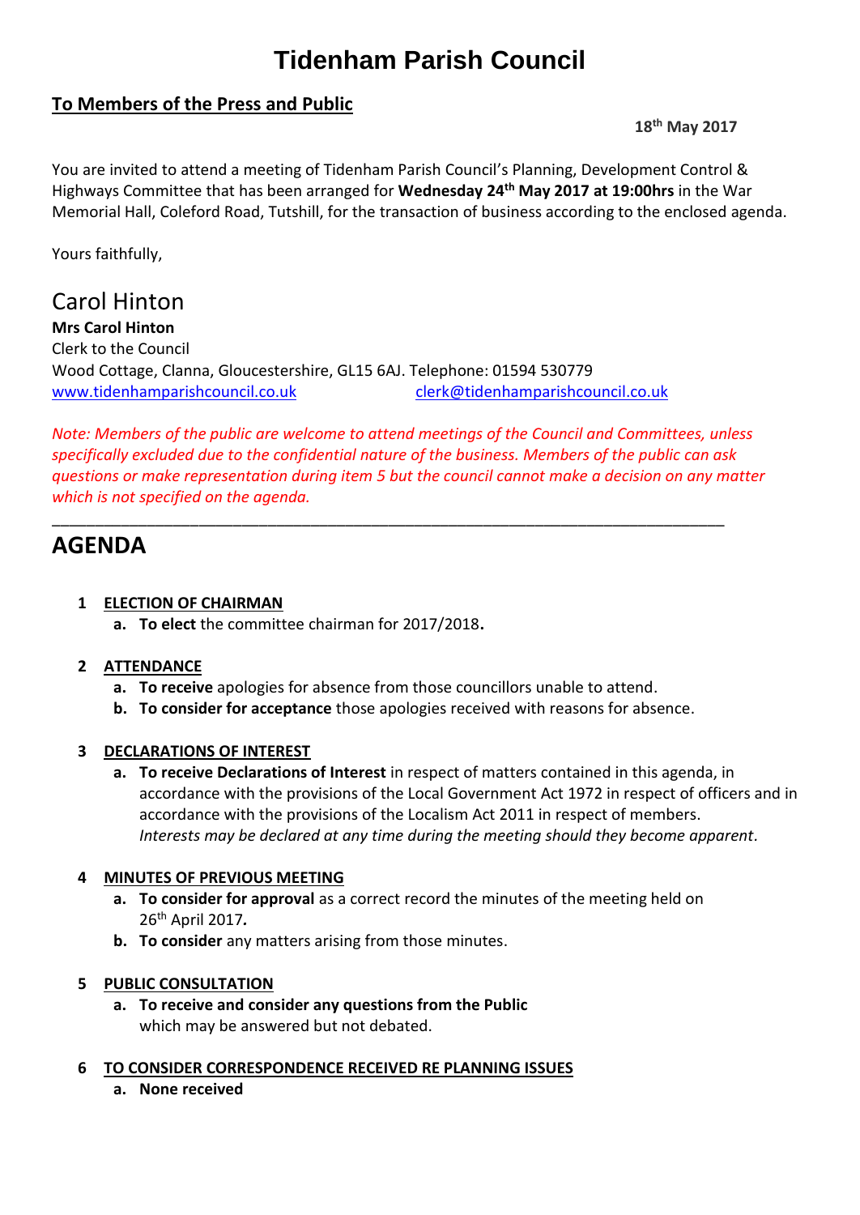# Tidenham Parish Council

## To Members of the Press and Public

**18th May 2017**

You are invited to attend a meeting of Tidenham Parish Council's Planning, Development Control & Highways Committee that has been arranged for **Wednesday 24th May 2017 at 19:00hrs** in the War Memorial Hall, Coleford Road, Tutshill, for the transaction of business according to the enclosed agenda.

Yours faithfully,

Carol Hinton

**Mrs Carol Hinton**
Clerk to the Council
Wood Cottage, Clanna, Gloucestershire, GL15 6AJ. Telephone: 01594 530779
www.tidenhamparishcouncil.co.uk clerk@tidenhamparishcouncil.co.uk

*Note: Members of the public are welcome to attend meetings of the Council and Committees, unless specifically excluded due to the confidential nature of the business. Members of the public can ask questions or make representation during item 5 but the council cannot make a decision on any matter which is not specified on the agenda.*

---

# AGENDA

1. **ELECTION OF CHAIRMAN**
   a. **To elect** the committee chairman for 2017/2018**.**

2. **ATTENDANCE**
   a. **To receive** apologies for absence from those councillors unable to attend.
   b. **To consider for acceptance** those apologies received with reasons for absence.

3. **DECLARATIONS OF INTEREST**
   a. **To receive Declarations of Interest** in respect of matters contained in this agenda, in accordance with the provisions of the Local Government Act 1972 in respect of officers and in accordance with the provisions of the Localism Act 2011 in respect of members.
   *Interests may be declared at any time during the meeting should they become apparent.*

4. **MINUTES OF PREVIOUS MEETING**
   a. **To consider for approval** as a correct record the minutes of the meeting held on 26th April 2017*.*
   b. **To consider** any matters arising from those minutes.

5. **PUBLIC CONSULTATION**
   a. **To receive and consider any questions from the Public** which may be answered but not debated.

6. **TO CONSIDER CORRESPONDENCE RECEIVED RE PLANNING ISSUES**
   a. **None received**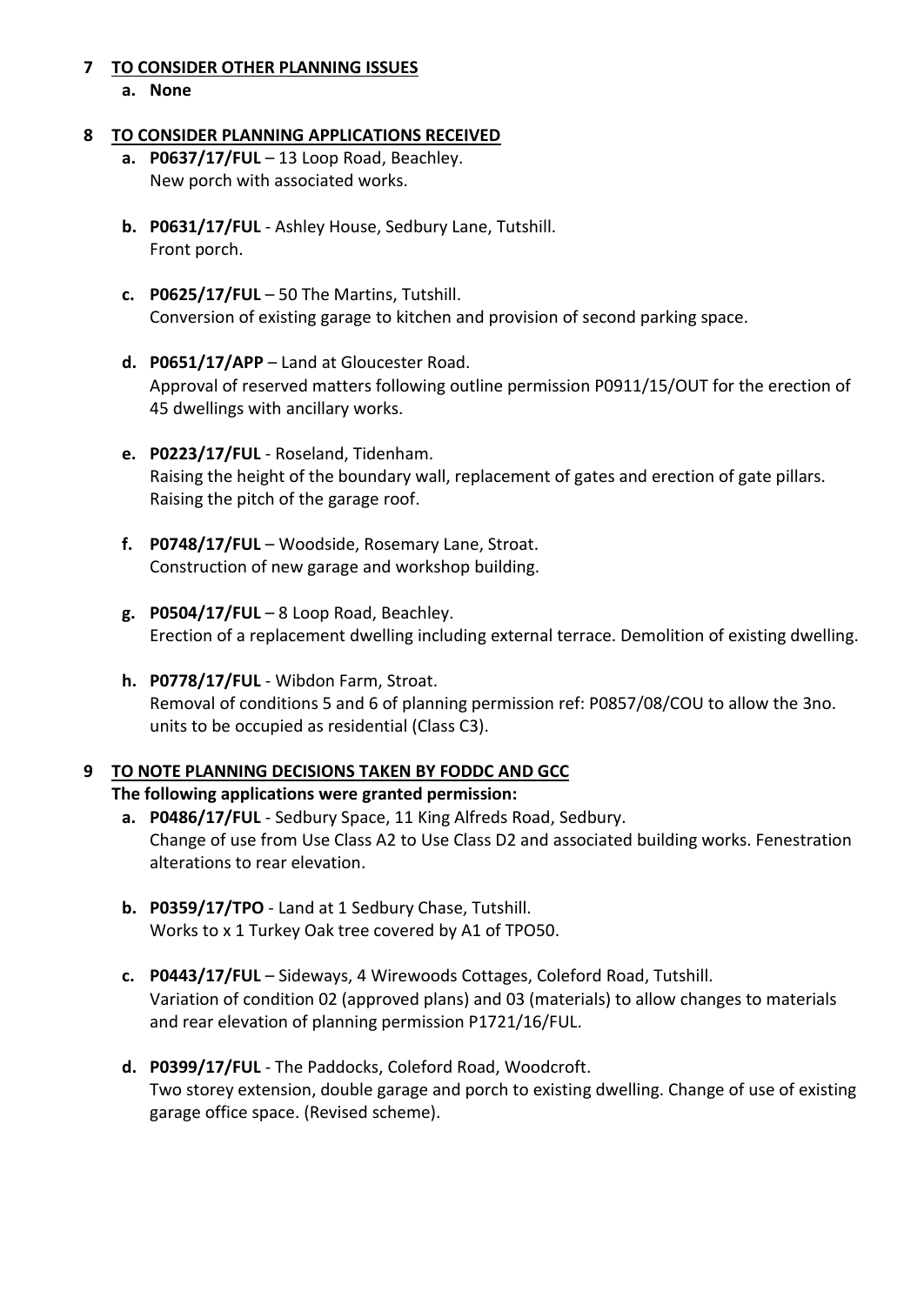## 7 TO CONSIDER OTHER PLANNING ISSUES

a. **None**

## 8 TO CONSIDER PLANNING APPLICATIONS RECEIVED

a. **P0637/17/FUL** – 13 Loop Road, Beachley.
   New porch with associated works.

b. **P0631/17/FUL** - Ashley House, Sedbury Lane, Tutshill.
   Front porch.

c. **P0625/17/FUL** – 50 The Martins, Tutshill.
   Conversion of existing garage to kitchen and provision of second parking space.

d. **P0651/17/APP** – Land at Gloucester Road.
   Approval of reserved matters following outline permission P0911/15/OUT for the erection of 45 dwellings with ancillary works.

e. **P0223/17/FUL** - Roseland, Tidenham.
   Raising the height of the boundary wall, replacement of gates and erection of gate pillars. Raising the pitch of the garage roof.

f. **P0748/17/FUL** – Woodside, Rosemary Lane, Stroat.
   Construction of new garage and workshop building.

g. **P0504/17/FUL** – 8 Loop Road, Beachley.
   Erection of a replacement dwelling including external terrace. Demolition of existing dwelling.

h. **P0778/17/FUL** - Wibdon Farm, Stroat.
   Removal of conditions 5 and 6 of planning permission ref: P0857/08/COU to allow the 3no. units to be occupied as residential (Class C3).

## 9 TO NOTE PLANNING DECISIONS TAKEN BY FODDC AND GCC

**The following applications were granted permission:**

a. **P0486/17/FUL** - Sedbury Space, 11 King Alfreds Road, Sedbury.
   Change of use from Use Class A2 to Use Class D2 and associated building works. Fenestration alterations to rear elevation.

b. **P0359/17/TPO** - Land at 1 Sedbury Chase, Tutshill.
   Works to x 1 Turkey Oak tree covered by A1 of TPO50.

c. **P0443/17/FUL** – Sideways, 4 Wirewoods Cottages, Coleford Road, Tutshill.
   Variation of condition 02 (approved plans) and 03 (materials) to allow changes to materials and rear elevation of planning permission P1721/16/FUL.

d. **P0399/17/FUL** - The Paddocks, Coleford Road, Woodcroft.
   Two storey extension, double garage and porch to existing dwelling. Change of use of existing garage office space. (Revised scheme).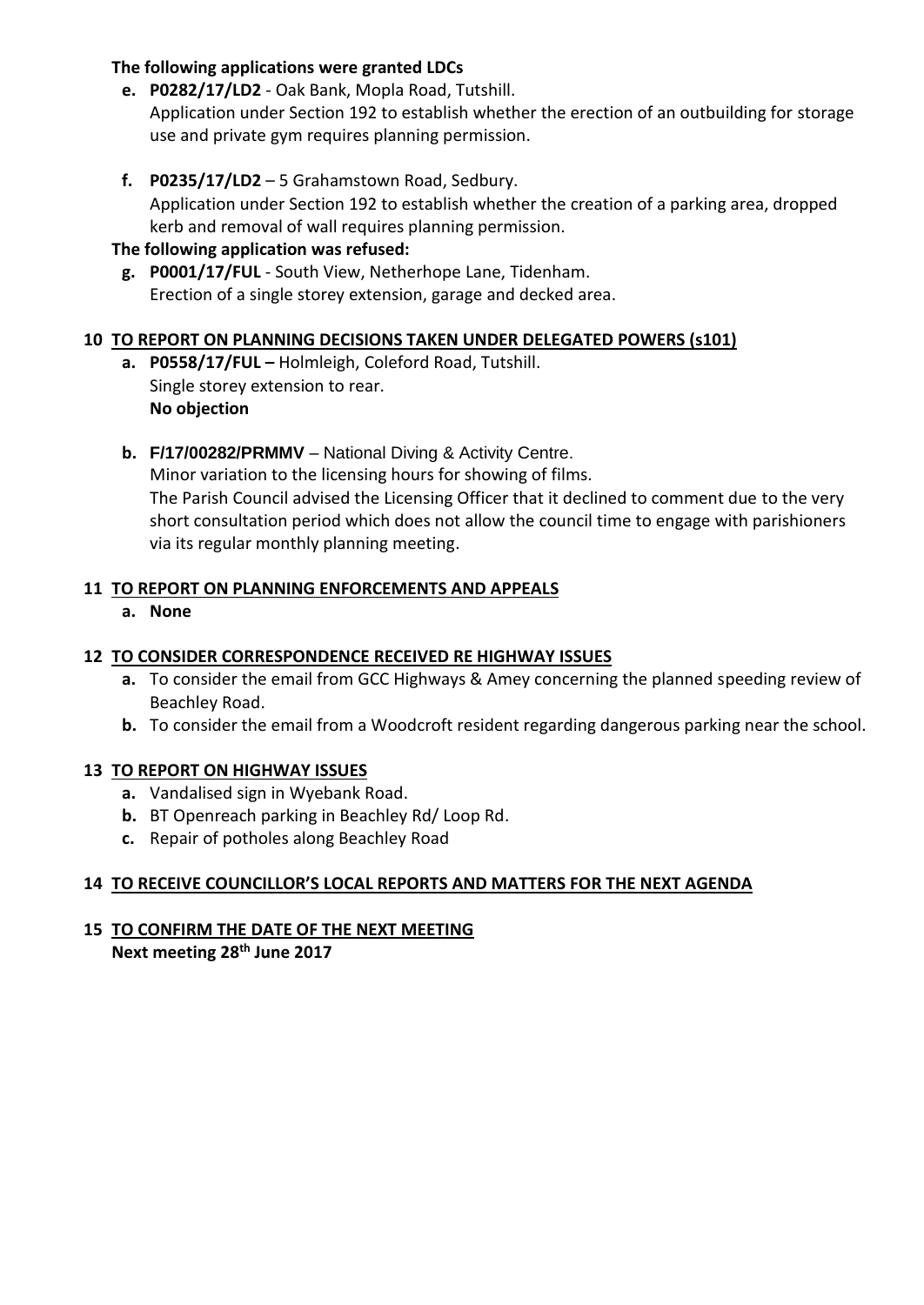**The following applications were granted LDCs**

e. **P0282/17/LD2** - Oak Bank, Mopla Road, Tutshill.
   Application under Section 192 to establish whether the erection of an outbuilding for storage use and private gym requires planning permission.

f. **P0235/17/LD2** – 5 Grahamstown Road, Sedbury.
   Application under Section 192 to establish whether the creation of a parking area, dropped kerb and removal of wall requires planning permission.

**The following application was refused:**

g. **P0001/17/FUL** - South View, Netherhope Lane, Tidenham.
   Erection of a single storey extension, garage and decked area.

## 10 TO REPORT ON PLANNING DECISIONS TAKEN UNDER DELEGATED POWERS (s101)

a. **P0558/17/FUL –** Holmleigh, Coleford Road, Tutshill.
   Single storey extension to rear.
   **No objection**

b. **F/17/00282/PRMMV** – National Diving & Activity Centre.
   Minor variation to the licensing hours for showing of films.
   The Parish Council advised the Licensing Officer that it declined to comment due to the very short consultation period which does not allow the council time to engage with parishioners via its regular monthly planning meeting.

## 11 TO REPORT ON PLANNING ENFORCEMENTS AND APPEALS

a. **None**

## 12 TO CONSIDER CORRESPONDENCE RECEIVED RE HIGHWAY ISSUES

a. To consider the email from GCC Highways & Amey concerning the planned speeding review of Beachley Road.
b. To consider the email from a Woodcroft resident regarding dangerous parking near the school.

## 13 TO REPORT ON HIGHWAY ISSUES

a. Vandalised sign in Wyebank Road.
b. BT Openreach parking in Beachley Rd/ Loop Rd.
c. Repair of potholes along Beachley Road

## 14 TO RECEIVE COUNCILLOR'S LOCAL REPORTS AND MATTERS FOR THE NEXT AGENDA

## 15 TO CONFIRM THE DATE OF THE NEXT MEETING

**Next meeting 28th June 2017**